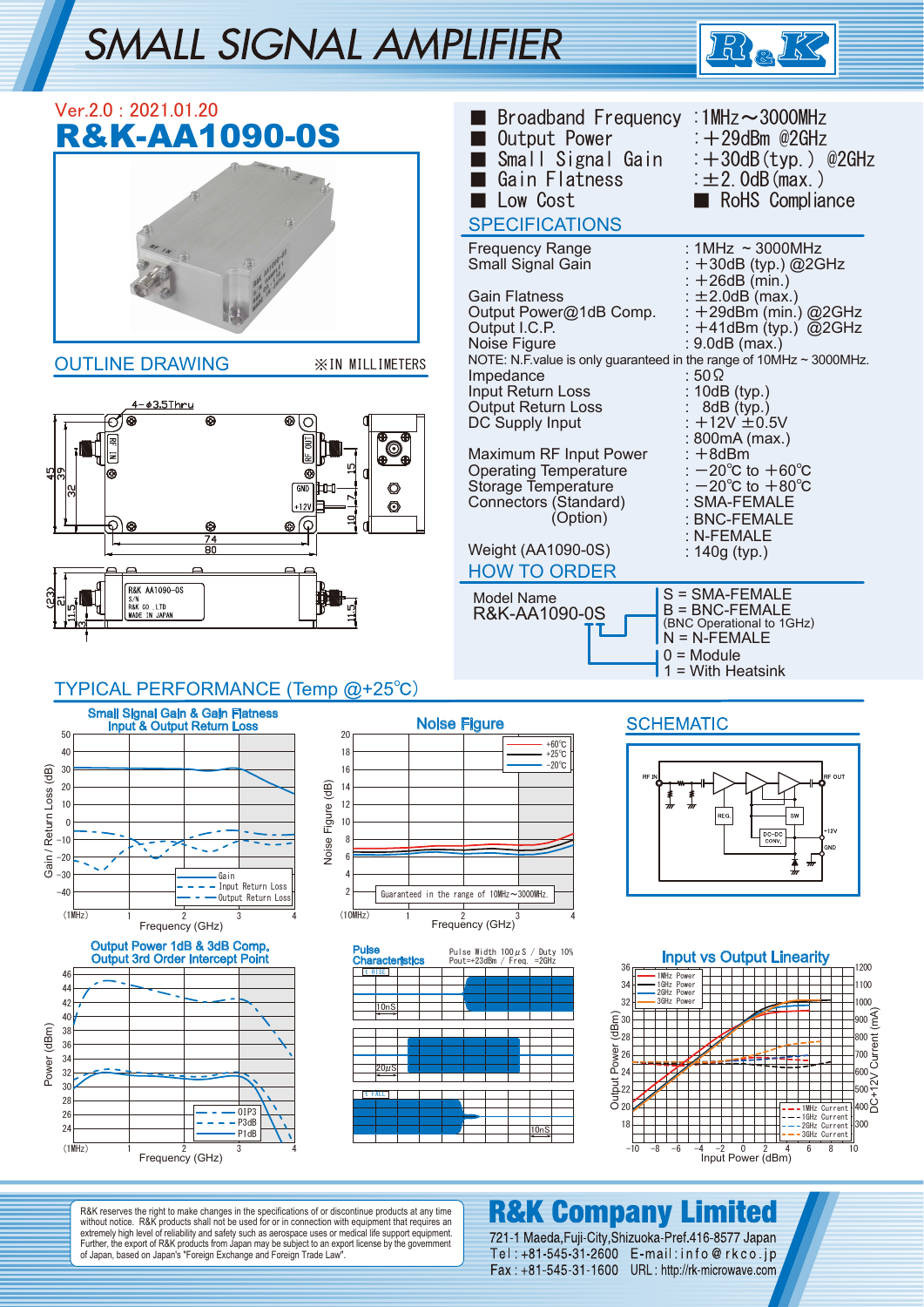# SMALL SIGNAL AMPLIFIER

Ver.2.0 : 2021.01.20

## R&K-AA1090-0S

- Broadband Frequency : 1MHz～3000MHz
- Output Power : ＋29dBm @2GHz
- Small Signal Gain : ＋30dB(typ.) @2GHz
- Gain Flatness : ±2.0dB(max.)
- Low Cost
- RoHS Compliance

## SPECIFICATIONS

| | |
|---|---|
| Frequency Range | : 1MHz ~ 3000MHz |
| Small Signal Gain | : ＋30dB (typ.) @2GHz |
| | : ＋26dB (min.) |
| Gain Flatness | : ±2.0dB (max.) |
| Output Power@1dB Comp. | : ＋29dBm (min.) @2GHz |
| Output I.C.P. | : ＋41dBm (typ.) @2GHz |
| Noise Figure | : 9.0dB (max.) |

NOTE: N.F.value is only guaranteed in the range of 10MHz ~ 3000MHz.

| | |
|---|---|
| Impedance | : 50Ω |
| Input Return Loss | : 10dB (typ.) |
| Output Return Loss | : 8dB (typ.) |
| DC Supply Input | : ＋12V ±0.5V |
| | : 800mA (max.) |
| Maximum RF Input Power | : ＋8dBm |
| Operating Temperature | : −20℃ to ＋60℃ |
| Storage Temperature | : −20℃ to ＋80℃ |
| Connectors (Standard) | : SMA-FEMALE |
| (Option) | : BNC-FEMALE |
| | : N-FEMALE |
| Weight (AA1090-0S) | : 140g (typ.) |

## HOW TO ORDER

Model Name
R&K-AA1090-0S

- S = SMA-FEMALE
- B = BNC-FEMALE (BNC Operational to 1GHz)
- N = N-FEMALE

- 0 = Module
- 1 = With Heatsink

## OUTLINE DRAWING

※IN MILLIMETERS

## TYPICAL PERFORMANCE (Temp @+25℃)

Small Signal Gain & Gain Flatness / Input & Output Return Loss

Noise Figure

Output Power 1dB & 3dB Comp. / Output 3rd Order Intercept Point

Pulse Characteristics (Pulse Width 100μS / Duty 10%, Pout=+23dBm / Freq. =2GHz)

Input vs Output Linearity

## SCHEMATIC

R&K reserves the right to make changes in the specifications of or discontinue products at any time without notice. R&K products shall not be used for or in connection with equipment that requires an extremely high level of reliability and safety such as aerospace uses or medical life support equipment. Further, the export of R&K products from Japan may be subject to an export license by the government of Japan, based on Japan's "Foreign Exchange and Foreign Trade Law".

**R&K Company Limited**
721-1 Maeda,Fuji-City,Shizuoka-Pref.416-8577 Japan
Tel : +81-545-31-2600 E-mail : info@rkco.jp
Fax : +81-545-31-1600 URL : http://rk-microwave.com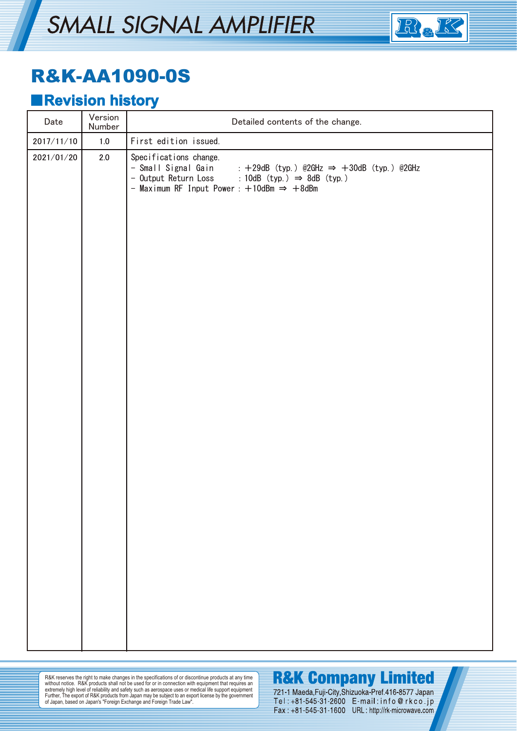# R&K-AA1090-0S

## Revision history

| Date | Version Number | Detailed contents of the change. |
|---|---|---|
| 2017/11/10 | 1.0 | First edition issued. |
| 2021/01/20 | 2.0 | Specifications change.<br>- Small Signal Gain : +29dB (typ.) @2GHz ⇒ +30dB (typ.) @2GHz<br>- Output Return Loss : 10dB (typ.) ⇒ 8dB (typ.)<br>- Maximum RF Input Power : +10dBm ⇒ +8dBm |

R&K reserves the right to make changes in the specifications of or discontinue products at any time without notice. R&K products shall not be used for or in connection with equipment that requires an extremely high level of reliability and safety such as aerospace uses or medical life support equipment Further, The export of R&K products from Japan may be subject to an export license by the government of Japan, based on Japan's "Foreign Exchange and Foreign Trade Law".

**R&K Company Limited**

721-1 Maeda,Fuji-City,Shizuoka-Pref.416-8577 Japan
Tel : +81-545-31-2600 E-mail : info@rkco.jp
Fax : +81-545-31-1600 URL : http://rk-microwave.com